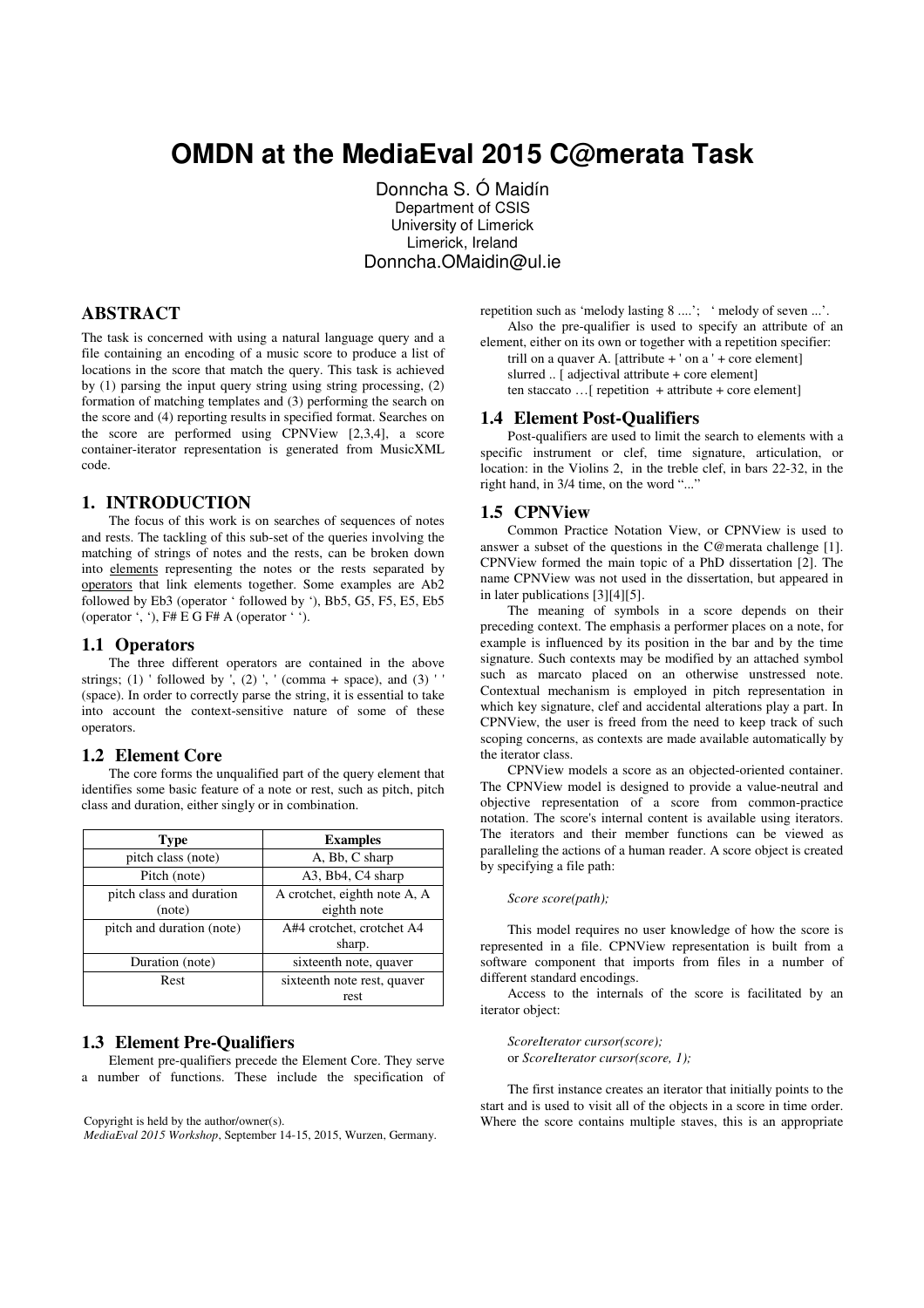# OMDN at the MediaEval 2015 C@merata Task

Donncha S. Ó Maidín
Department of CSIS
University of Limerick
Limerick, Ireland
Donncha.OMaidin@ul.ie

## ABSTRACT

The task is concerned with using a natural language query and a file containing an encoding of a music score to produce a list of locations in the score that match the query. This task is achieved by (1) parsing the input query string using string processing, (2) formation of matching templates and (3) performing the search on the score and (4) reporting results in specified format. Searches on the score are performed using CPNView [2,3,4], a score container-iterator representation is generated from MusicXML code.

## 1. INTRODUCTION

The focus of this work is on searches of sequences of notes and rests. The tackling of this sub-set of the queries involving the matching of strings of notes and the rests, can be broken down into elements representing the notes or the rests separated by operators that link elements together. Some examples are Ab2 followed by Eb3 (operator ' followed by '), Bb5, G5, F5, E5, Eb5 (operator ', '), F# E G F# A (operator ' ').

### 1.1 Operators

The three different operators are contained in the above strings; (1) ' followed by ', (2) ', ' (comma + space), and (3) ' ' (space). In order to correctly parse the string, it is essential to take into account the context-sensitive nature of some of these operators.

### 1.2 Element Core

The core forms the unqualified part of the query element that identifies some basic feature of a note or rest, such as pitch, pitch class and duration, either singly or in combination.

| Type | Examples |
| --- | --- |
| pitch class (note) | A, Bb, C sharp |
| Pitch (note) | A3, Bb4, C4 sharp |
| pitch class and duration (note) | A crotchet, eighth note A, A eighth note |
| pitch and duration (note) | A#4 crotchet, crotchet A4 sharp. |
| Duration (note) | sixteenth note, quaver |
| Rest | sixteenth note rest, quaver rest |

### 1.3 Element Pre-Qualifiers

Element pre-qualifiers precede the Element Core. They serve a number of functions. These include the specification of repetition such as 'melody lasting 8 ....'; 'melody of seven ...'.

Also the pre-qualifier is used to specify an attribute of an element, either on its own or together with a repetition specifier:

trill on a quaver A. [attribute + ' on a ' + core element]
slurred .. [ adjectival attribute + core element]
ten staccato …[ repetition + attribute + core element]

### 1.4 Element Post-Qualifiers

Post-qualifiers are used to limit the search to elements with a specific instrument or clef, time signature, articulation, or location: in the Violins 2, in the treble clef, in bars 22-32, in the right hand, in 3/4 time, on the word "..."

### 1.5 CPNView

Common Practice Notation View, or CPNView is used to answer a subset of the questions in the C@merata challenge [1]. CPNView formed the main topic of a PhD dissertation [2]. The name CPNView was not used in the dissertation, but appeared in in later publications [3][4][5].

The meaning of symbols in a score depends on their preceding context. The emphasis a performer places on a note, for example is influenced by its position in the bar and by the time signature. Such contexts may be modified by an attached symbol such as marcato placed on an otherwise unstressed note. Contextual mechanism is employed in pitch representation in which key signature, clef and accidental alterations play a part. In CPNView, the user is freed from the need to keep track of such scoping concerns, as contexts are made available automatically by the iterator class.

CPNView models a score as an objected-oriented container. The CPNView model is designed to provide a value-neutral and objective representation of a score from common-practice notation. The score's internal content is available using iterators. The iterators and their member functions can be viewed as paralleling the actions of a human reader. A score object is created by specifying a file path:

*Score score(path);*

This model requires no user knowledge of how the score is represented in a file. CPNView representation is built from a software component that imports from files in a number of different standard encodings.

Access to the internals of the score is facilitated by an iterator object:

*ScoreIterator cursor(score);*
or *ScoreIterator cursor(score, 1);*

The first instance creates an iterator that initially points to the start and is used to visit all of the objects in a score in time order. Where the score contains multiple staves, this is an appropriate

Copyright is held by the author/owner(s).
*MediaEval 2015 Workshop*, September 14-15, 2015, Wurzen, Germany.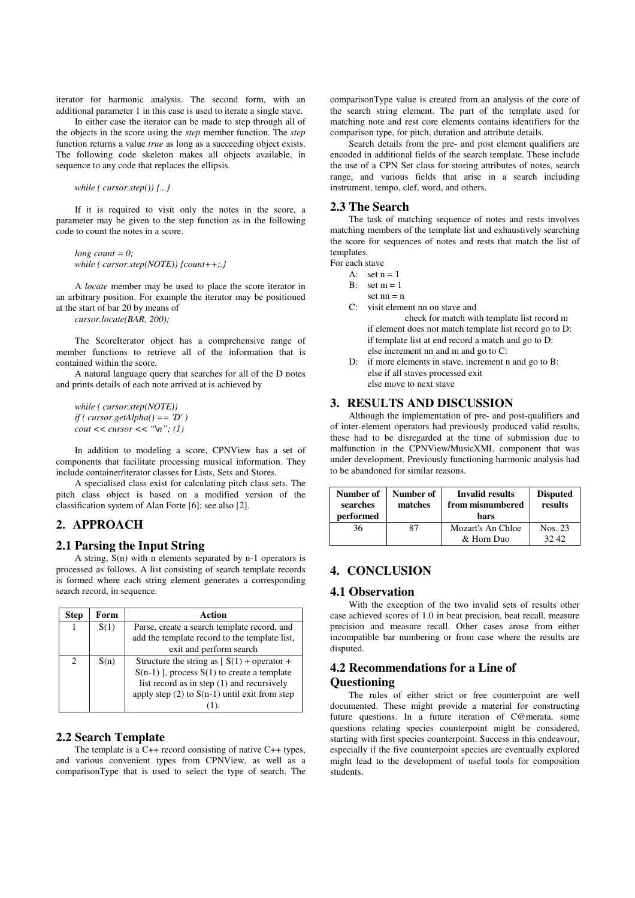iterator for harmonic analysis. The second form, with an additional parameter 1 in this case is used to iterate a single stave.

In either case the iterator can be made to step through all of the objects in the score using the *step* member function. The *step* function returns a value *true* as long as a succeeding object exists. The following code skeleton makes all objects available, in sequence to any code that replaces the ellipsis.

```
while ( cursor.step()) {...}
```

If it is required to visit only the notes in the score, a parameter may be given to the step function as in the following code to count the notes in a score.

```
long count = 0;
while ( cursor.step(NOTE)) {count++;.}
```

A *locate* member may be used to place the score iterator in an arbitrary position. For example the iterator may be positioned at the start of bar 20 by means of

```
cursor.locate(BAR, 200);
```

The ScoreIterator object has a comprehensive range of member functions to retrieve all of the information that is contained within the score.

A natural language query that searches for all of the D notes and prints details of each note arrived at is achieved by

```
while ( cursor.step(NOTE))
if ( cursor.getAlpha() == 'D' )
cout << cursor << "\n"; (1)
```

In addition to modeling a score, CPNView has a set of components that facilitate processing musical information. They include container/iterator classes for Lists, Sets and Stores.

A specialised class exist for calculating pitch class sets. The pitch class object is based on a modified version of the classification system of Alan Forte [6]; see also [2].

## 2. APPROACH

### 2.1 Parsing the Input String

A string, S(n) with n elements separated by n-1 operators is processed as follows. A list consisting of search template records is formed where each string element generates a corresponding search record, in sequence.

| Step | Form | Action |
|---|---|---|
| 1 | S(1) | Parse, create a search template record, and add the template record to the template list, exit and perform search |
| 2 | S(n) | Structure the string as [ S(1) + operator + S(n-1) ], process S(1) to create a template list record as in step (1) and recursively apply step (2) to S(n-1) until exit from step (1). |

### 2.2 Search Template

The template is a C++ record consisting of native C++ types, and various convenient types from CPNView, as well as a comparisonType that is used to select the type of search. The comparisonType value is created from an analysis of the core of the search string element. The part of the template used for matching note and rest core elements contains identifiers for the comparison type, for pitch, duration and attribute details.

Search details from the pre- and post element qualifiers are encoded in additional fields of the search template. These include the use of a CPN Set class for storing attributes of notes, search range, and various fields that arise in a search including instrument, tempo, clef, word, and others.

### 2.3 The Search

The task of matching sequence of notes and rests involves matching members of the template list and exhaustively searching the score for sequences of notes and rests that match the list of templates.

For each stave

```
A:  set n = 1
B:  set m = 1
    set nn = n
C:  visit element nn on stave and
        check for match with template list record m
    if element does not match template list record go to D:
    if template list at end record a match and go to D:
    else increment nn and m and go to C:
D:  if more elements in stave, increment n and go to B:
    else if all staves processed exit
    else move to next stave
```

## 3. RESULTS AND DISCUSSION

Although the implementation of pre- and post-qualifiers and of inter-element operators had previously produced valid results, these had to be disregarded at the time of submission due to malfunction in the CPNView/MusicXML component that was under development. Previously functioning harmonic analysis had to be abandoned for similar reasons.

| Number of searches performed | Number of matches | Invalid results from misnumbered bars | Disputed results |
|---|---|---|---|
| 36 | 87 | Mozart's An Chloe & Horn Duo | Nos. 23 32 42 |

## 4. CONCLUSION

### 4.1 Observation

With the exception of the two invalid sets of results other case achieved scores of 1.0 in beat precision, beat recall, measure precision and measure recall. Other cases arose from either incompatible bar numbering or from case where the results are disputed.

### 4.2 Recommendations for a Line of Questioning

The rules of either strict or free counterpoint are well documented. These might provide a material for constructing future questions. In a future iteration of C@merata, some questions relating species counterpoint might be considered, starting with first species counterpoint. Success in this endeavour, especially if the five counterpoint species are eventually explored might lead to the development of useful tools for composition students.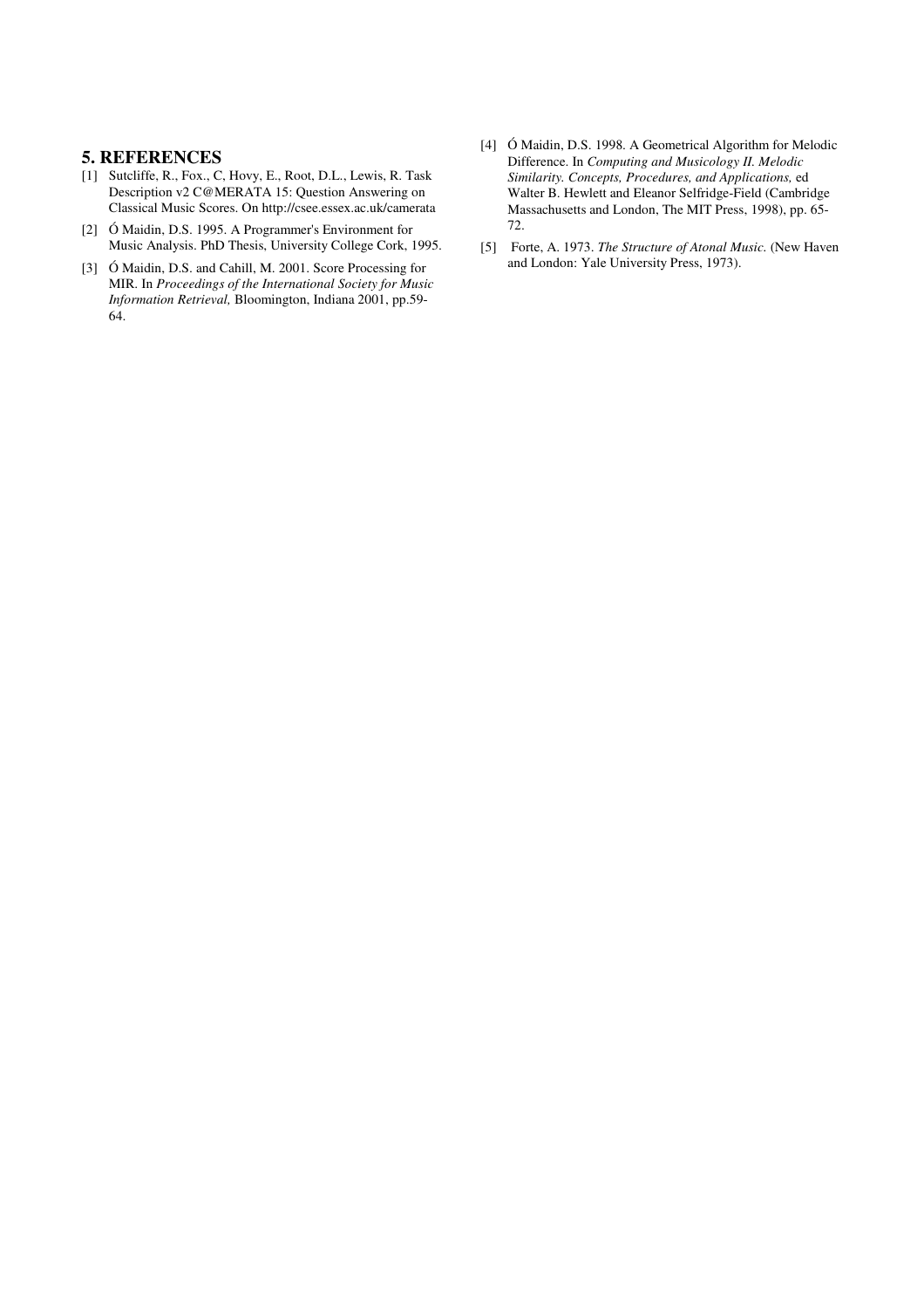## 5. REFERENCES

[1] Sutcliffe, R., Fox., C, Hovy, E., Root, D.L., Lewis, R. Task Description v2 C@MERATA 15: Question Answering on Classical Music Scores. On http://csee.essex.ac.uk/camerata

[2] Ó Maidin, D.S. 1995. A Programmer's Environment for Music Analysis. PhD Thesis, University College Cork, 1995.

[3] Ó Maidin, D.S. and Cahill, M. 2001. Score Processing for MIR. In *Proceedings of the International Society for Music Information Retrieval,* Bloomington, Indiana 2001, pp.59-64.

[4] Ó Maidin, D.S. 1998. A Geometrical Algorithm for Melodic Difference. In *Computing and Musicology II. Melodic Similarity. Concepts, Procedures, and Applications,* ed Walter B. Hewlett and Eleanor Selfridge-Field (Cambridge Massachusetts and London, The MIT Press, 1998), pp. 65-72.

[5] Forte, A. 1973. *The Structure of Atonal Music.* (New Haven and London: Yale University Press, 1973).